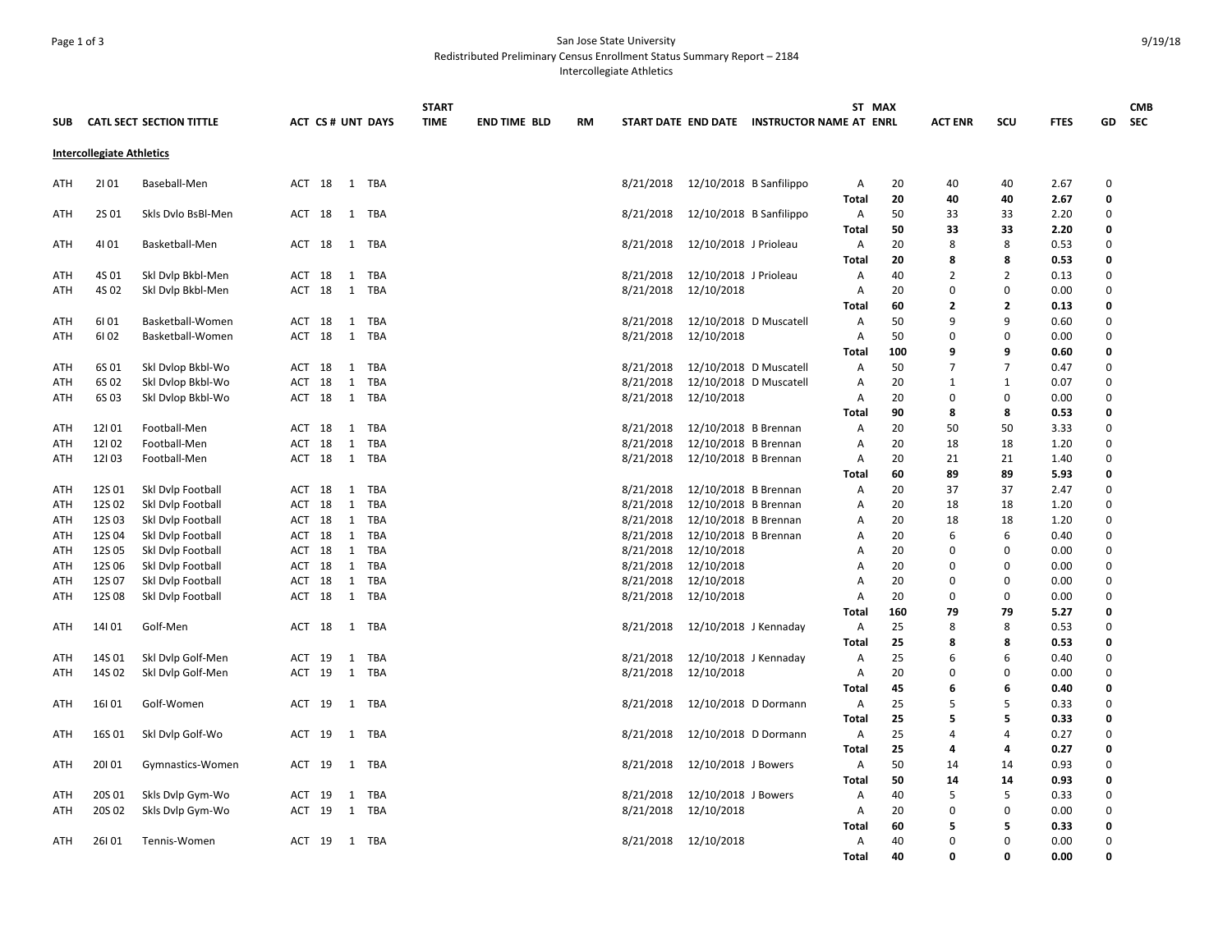San Jose State University

Redistributed Preliminary Census Enrollment Status Summary Report – 2184

Intercollegiate Athletics

| SUB | CATL SECT | SECTION TITTLE | ACT | CS # | UNT | DAYS | START TIME | END TIME | BLD | RM | START DATE | END DATE | INSTRUCTOR NAME | ST AT | MAX ENRL | ACT ENR | SCU | FTES | GD | CMB SEC |
|---|---|---|---|---|---|---|---|---|---|---|---|---|---|---|---|---|---|---|---|---|
| **Intercollegiate Athletics** | | | | | | | | | | | | | | | | | | | | |
| ATH | 2I 01 | Baseball-Men | ACT | 18 | 1 | TBA | | | | | 8/21/2018 | 12/10/2018 | B Sanfilippo | A | 20 | 40 | 40 | 2.67 | 0 | |
| | | | | | | | | | | | | | | **Total** | **20** | **40** | **40** | **2.67** | **0** | |
| ATH | 2S 01 | Skls Dvlo BsBl-Men | ACT | 18 | 1 | TBA | | | | | 8/21/2018 | 12/10/2018 | B Sanfilippo | A | 50 | 33 | 33 | 2.20 | 0 | |
| | | | | | | | | | | | | | | **Total** | **50** | **33** | **33** | **2.20** | **0** | |
| ATH | 4I 01 | Basketball-Men | ACT | 18 | 1 | TBA | | | | | 8/21/2018 | 12/10/2018 | J Prioleau | A | 20 | 8 | 8 | 0.53 | 0 | |
| | | | | | | | | | | | | | | **Total** | **20** | **8** | **8** | **0.53** | **0** | |
| ATH | 4S 01 | Skl Dvlp Bkbl-Men | ACT | 18 | 1 | TBA | | | | | 8/21/2018 | 12/10/2018 | J Prioleau | A | 40 | 2 | 2 | 0.13 | 0 | |
| ATH | 4S 02 | Skl Dvlp Bkbl-Men | ACT | 18 | 1 | TBA | | | | | 8/21/2018 | 12/10/2018 | | A | 20 | 0 | 0 | 0.00 | 0 | |
| | | | | | | | | | | | | | | **Total** | **60** | **2** | **2** | **0.13** | **0** | |
| ATH | 6I 01 | Basketball-Women | ACT | 18 | 1 | TBA | | | | | 8/21/2018 | 12/10/2018 | D Muscatell | A | 50 | 9 | 9 | 0.60 | 0 | |
| ATH | 6I 02 | Basketball-Women | ACT | 18 | 1 | TBA | | | | | 8/21/2018 | 12/10/2018 | | A | 50 | 0 | 0 | 0.00 | 0 | |
| | | | | | | | | | | | | | | **Total** | **100** | **9** | **9** | **0.60** | **0** | |
| ATH | 6S 01 | Skl Dvlop Bkbl-Wo | ACT | 18 | 1 | TBA | | | | | 8/21/2018 | 12/10/2018 | D Muscatell | A | 50 | 7 | 7 | 0.47 | 0 | |
| ATH | 6S 02 | Skl Dvlop Bkbl-Wo | ACT | 18 | 1 | TBA | | | | | 8/21/2018 | 12/10/2018 | D Muscatell | A | 20 | 1 | 1 | 0.07 | 0 | |
| ATH | 6S 03 | Skl Dvlop Bkbl-Wo | ACT | 18 | 1 | TBA | | | | | 8/21/2018 | 12/10/2018 | | A | 20 | 0 | 0 | 0.00 | 0 | |
| | | | | | | | | | | | | | | **Total** | **90** | **8** | **8** | **0.53** | **0** | |
| ATH | 12I 01 | Football-Men | ACT | 18 | 1 | TBA | | | | | 8/21/2018 | 12/10/2018 | B Brennan | A | 20 | 50 | 50 | 3.33 | 0 | |
| ATH | 12I 02 | Football-Men | ACT | 18 | 1 | TBA | | | | | 8/21/2018 | 12/10/2018 | B Brennan | A | 20 | 18 | 18 | 1.20 | 0 | |
| ATH | 12I 03 | Football-Men | ACT | 18 | 1 | TBA | | | | | 8/21/2018 | 12/10/2018 | B Brennan | A | 20 | 21 | 21 | 1.40 | 0 | |
| | | | | | | | | | | | | | | **Total** | **60** | **89** | **89** | **5.93** | **0** | |
| ATH | 12S 01 | Skl Dvlp Football | ACT | 18 | 1 | TBA | | | | | 8/21/2018 | 12/10/2018 | B Brennan | A | 20 | 37 | 37 | 2.47 | 0 | |
| ATH | 12S 02 | Skl Dvlp Football | ACT | 18 | 1 | TBA | | | | | 8/21/2018 | 12/10/2018 | B Brennan | A | 20 | 18 | 18 | 1.20 | 0 | |
| ATH | 12S 03 | Skl Dvlp Football | ACT | 18 | 1 | TBA | | | | | 8/21/2018 | 12/10/2018 | B Brennan | A | 20 | 18 | 18 | 1.20 | 0 | |
| ATH | 12S 04 | Skl Dvlp Football | ACT | 18 | 1 | TBA | | | | | 8/21/2018 | 12/10/2018 | B Brennan | A | 20 | 6 | 6 | 0.40 | 0 | |
| ATH | 12S 05 | Skl Dvlp Football | ACT | 18 | 1 | TBA | | | | | 8/21/2018 | 12/10/2018 | | A | 20 | 0 | 0 | 0.00 | 0 | |
| ATH | 12S 06 | Skl Dvlp Football | ACT | 18 | 1 | TBA | | | | | 8/21/2018 | 12/10/2018 | | A | 20 | 0 | 0 | 0.00 | 0 | |
| ATH | 12S 07 | Skl Dvlp Football | ACT | 18 | 1 | TBA | | | | | 8/21/2018 | 12/10/2018 | | A | 20 | 0 | 0 | 0.00 | 0 | |
| ATH | 12S 08 | Skl Dvlp Football | ACT | 18 | 1 | TBA | | | | | 8/21/2018 | 12/10/2018 | | A | 20 | 0 | 0 | 0.00 | 0 | |
| | | | | | | | | | | | | | | **Total** | **160** | **79** | **79** | **5.27** | **0** | |
| ATH | 14I 01 | Golf-Men | ACT | 18 | 1 | TBA | | | | | 8/21/2018 | 12/10/2018 | J Kennaday | A | 25 | 8 | 8 | 0.53 | 0 | |
| | | | | | | | | | | | | | | **Total** | **25** | **8** | **8** | **0.53** | **0** | |
| ATH | 14S 01 | Skl Dvlp Golf-Men | ACT | 19 | 1 | TBA | | | | | 8/21/2018 | 12/10/2018 | J Kennaday | A | 25 | 6 | 6 | 0.40 | 0 | |
| ATH | 14S 02 | Skl Dvlp Golf-Men | ACT | 19 | 1 | TBA | | | | | 8/21/2018 | 12/10/2018 | | A | 20 | 0 | 0 | 0.00 | 0 | |
| | | | | | | | | | | | | | | **Total** | **45** | **6** | **6** | **0.40** | **0** | |
| ATH | 16I 01 | Golf-Women | ACT | 19 | 1 | TBA | | | | | 8/21/2018 | 12/10/2018 | D Dormann | A | 25 | 5 | 5 | 0.33 | 0 | |
| | | | | | | | | | | | | | | **Total** | **25** | **5** | **5** | **0.33** | **0** | |
| ATH | 16S 01 | Skl Dvlp Golf-Wo | ACT | 19 | 1 | TBA | | | | | 8/21/2018 | 12/10/2018 | D Dormann | A | 25 | 4 | 4 | 0.27 | 0 | |
| | | | | | | | | | | | | | | **Total** | **25** | **4** | **4** | **0.27** | **0** | |
| ATH | 20I 01 | Gymnastics-Women | ACT | 19 | 1 | TBA | | | | | 8/21/2018 | 12/10/2018 | J Bowers | A | 50 | 14 | 14 | 0.93 | 0 | |
| | | | | | | | | | | | | | | **Total** | **50** | **14** | **14** | **0.93** | **0** | |
| ATH | 20S 01 | Skls Dvlp Gym-Wo | ACT | 19 | 1 | TBA | | | | | 8/21/2018 | 12/10/2018 | J Bowers | A | 40 | 5 | 5 | 0.33 | 0 | |
| ATH | 20S 02 | Skls Dvlp Gym-Wo | ACT | 19 | 1 | TBA | | | | | 8/21/2018 | 12/10/2018 | | A | 20 | 0 | 0 | 0.00 | 0 | |
| | | | | | | | | | | | | | | **Total** | **60** | **5** | **5** | **0.33** | **0** | |
| ATH | 26I 01 | Tennis-Women | ACT | 19 | 1 | TBA | | | | | 8/21/2018 | 12/10/2018 | | A | 40 | 0 | 0 | 0.00 | 0 | |
| | | | | | | | | | | | | | | **Total** | **40** | **0** | **0** | **0.00** | **0** | |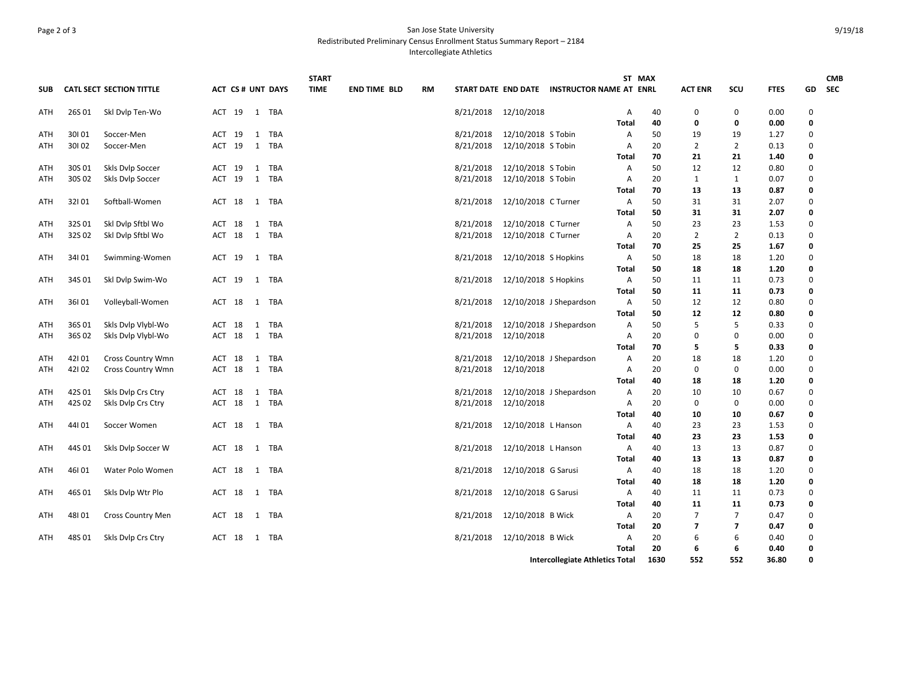San Jose State University
Redistributed Preliminary Census Enrollment Status Summary Report – 2184
Intercollegiate Athletics

| SUB | CATL | SECT | SECTION TITTLE | ACT | CS # | UNT | DAYS | START TIME | END TIME | BLD | RM | START DATE | END DATE | INSTRUCTOR NAME | ST AT | MAX ENRL | ACT ENR | SCU | FTES | GD | CMB SEC |
|---|---|---|---|---|---|---|---|---|---|---|---|---|---|---|---|---|---|---|---|---|---|
| ATH | 26S | 01 | Skl Dvlp Ten-Wo | ACT | 19 | 1 | TBA | | | | | 8/21/2018 | 12/10/2018 | | A | 40 | 0 | 0 | 0.00 | 0 | |
| | | | | | | | | | | | | | | | **Total** | **40** | **0** | **0** | **0.00** | **0** | |
| ATH | 30I | 01 | Soccer-Men | ACT | 19 | 1 | TBA | | | | | 8/21/2018 | 12/10/2018 | S Tobin | A | 50 | 19 | 19 | 1.27 | 0 | |
| ATH | 30I | 02 | Soccer-Men | ACT | 19 | 1 | TBA | | | | | 8/21/2018 | 12/10/2018 | S Tobin | A | 20 | 2 | 2 | 0.13 | 0 | |
| | | | | | | | | | | | | | | | **Total** | **70** | **21** | **21** | **1.40** | **0** | |
| ATH | 30S | 01 | Skls Dvlp Soccer | ACT | 19 | 1 | TBA | | | | | 8/21/2018 | 12/10/2018 | S Tobin | A | 50 | 12 | 12 | 0.80 | 0 | |
| ATH | 30S | 02 | Skls Dvlp Soccer | ACT | 19 | 1 | TBA | | | | | 8/21/2018 | 12/10/2018 | S Tobin | A | 20 | 1 | 1 | 0.07 | 0 | |
| | | | | | | | | | | | | | | | **Total** | **70** | **13** | **13** | **0.87** | **0** | |
| ATH | 32I | 01 | Softball-Women | ACT | 18 | 1 | TBA | | | | | 8/21/2018 | 12/10/2018 | C Turner | A | 50 | 31 | 31 | 2.07 | 0 | |
| | | | | | | | | | | | | | | | **Total** | **50** | **31** | **31** | **2.07** | **0** | |
| ATH | 32S | 01 | Skl Dvlp Sftbl Wo | ACT | 18 | 1 | TBA | | | | | 8/21/2018 | 12/10/2018 | C Turner | A | 50 | 23 | 23 | 1.53 | 0 | |
| ATH | 32S | 02 | Skl Dvlp Sftbl Wo | ACT | 18 | 1 | TBA | | | | | 8/21/2018 | 12/10/2018 | C Turner | A | 20 | 2 | 2 | 0.13 | 0 | |
| | | | | | | | | | | | | | | | **Total** | **70** | **25** | **25** | **1.67** | **0** | |
| ATH | 34I | 01 | Swimming-Women | ACT | 19 | 1 | TBA | | | | | 8/21/2018 | 12/10/2018 | S Hopkins | A | 50 | 18 | 18 | 1.20 | 0 | |
| | | | | | | | | | | | | | | | **Total** | **50** | **18** | **18** | **1.20** | **0** | |
| ATH | 34S | 01 | Skl Dvlp Swim-Wo | ACT | 19 | 1 | TBA | | | | | 8/21/2018 | 12/10/2018 | S Hopkins | A | 50 | 11 | 11 | 0.73 | 0 | |
| | | | | | | | | | | | | | | | **Total** | **50** | **11** | **11** | **0.73** | **0** | |
| ATH | 36I | 01 | Volleyball-Women | ACT | 18 | 1 | TBA | | | | | 8/21/2018 | 12/10/2018 | J Shepardson | A | 50 | 12 | 12 | 0.80 | 0 | |
| | | | | | | | | | | | | | | | **Total** | **50** | **12** | **12** | **0.80** | **0** | |
| ATH | 36S | 01 | Skls Dvlp Vlybl-Wo | ACT | 18 | 1 | TBA | | | | | 8/21/2018 | 12/10/2018 | J Shepardson | A | 50 | 5 | 5 | 0.33 | 0 | |
| ATH | 36S | 02 | Skls Dvlp Vlybl-Wo | ACT | 18 | 1 | TBA | | | | | 8/21/2018 | 12/10/2018 | | A | 20 | 0 | 0 | 0.00 | 0 | |
| | | | | | | | | | | | | | | | **Total** | **70** | **5** | **5** | **0.33** | **0** | |
| ATH | 42I | 01 | Cross Country Wmn | ACT | 18 | 1 | TBA | | | | | 8/21/2018 | 12/10/2018 | J Shepardson | A | 20 | 18 | 18 | 1.20 | 0 | |
| ATH | 42I | 02 | Cross Country Wmn | ACT | 18 | 1 | TBA | | | | | 8/21/2018 | 12/10/2018 | | A | 20 | 0 | 0 | 0.00 | 0 | |
| | | | | | | | | | | | | | | | **Total** | **40** | **18** | **18** | **1.20** | **0** | |
| ATH | 42S | 01 | Skls Dvlp Crs Ctry | ACT | 18 | 1 | TBA | | | | | 8/21/2018 | 12/10/2018 | J Shepardson | A | 20 | 10 | 10 | 0.67 | 0 | |
| ATH | 42S | 02 | Skls Dvlp Crs Ctry | ACT | 18 | 1 | TBA | | | | | 8/21/2018 | 12/10/2018 | | A | 20 | 0 | 0 | 0.00 | 0 | |
| | | | | | | | | | | | | | | | **Total** | **40** | **10** | **10** | **0.67** | **0** | |
| ATH | 44I | 01 | Soccer Women | ACT | 18 | 1 | TBA | | | | | 8/21/2018 | 12/10/2018 | L Hanson | A | 40 | 23 | 23 | 1.53 | 0 | |
| | | | | | | | | | | | | | | | **Total** | **40** | **23** | **23** | **1.53** | **0** | |
| ATH | 44S | 01 | Skls Dvlp Soccer W | ACT | 18 | 1 | TBA | | | | | 8/21/2018 | 12/10/2018 | L Hanson | A | 40 | 13 | 13 | 0.87 | 0 | |
| | | | | | | | | | | | | | | | **Total** | **40** | **13** | **13** | **0.87** | **0** | |
| ATH | 46I | 01 | Water Polo Women | ACT | 18 | 1 | TBA | | | | | 8/21/2018 | 12/10/2018 | G Sarusi | A | 40 | 18 | 18 | 1.20 | 0 | |
| | | | | | | | | | | | | | | | **Total** | **40** | **18** | **18** | **1.20** | **0** | |
| ATH | 46S | 01 | Skls Dvlp Wtr Plo | ACT | 18 | 1 | TBA | | | | | 8/21/2018 | 12/10/2018 | G Sarusi | A | 40 | 11 | 11 | 0.73 | 0 | |
| | | | | | | | | | | | | | | | **Total** | **40** | **11** | **11** | **0.73** | **0** | |
| ATH | 48I | 01 | Cross Country Men | ACT | 18 | 1 | TBA | | | | | 8/21/2018 | 12/10/2018 | B Wick | A | 20 | 7 | 7 | 0.47 | 0 | |
| | | | | | | | | | | | | | | | **Total** | **20** | **7** | **7** | **0.47** | **0** | |
| ATH | 48S | 01 | Skls Dvlp Crs Ctry | ACT | 18 | 1 | TBA | | | | | 8/21/2018 | 12/10/2018 | B Wick | A | 20 | 6 | 6 | 0.40 | 0 | |
| | | | | | | | | | | | | | | | **Total** | **20** | **6** | **6** | **0.40** | **0** | |
| | | | | | | | | | | | | | | **Intercollegiate Athletics Total** | | **1630** | **552** | **552** | **36.80** | **0** | |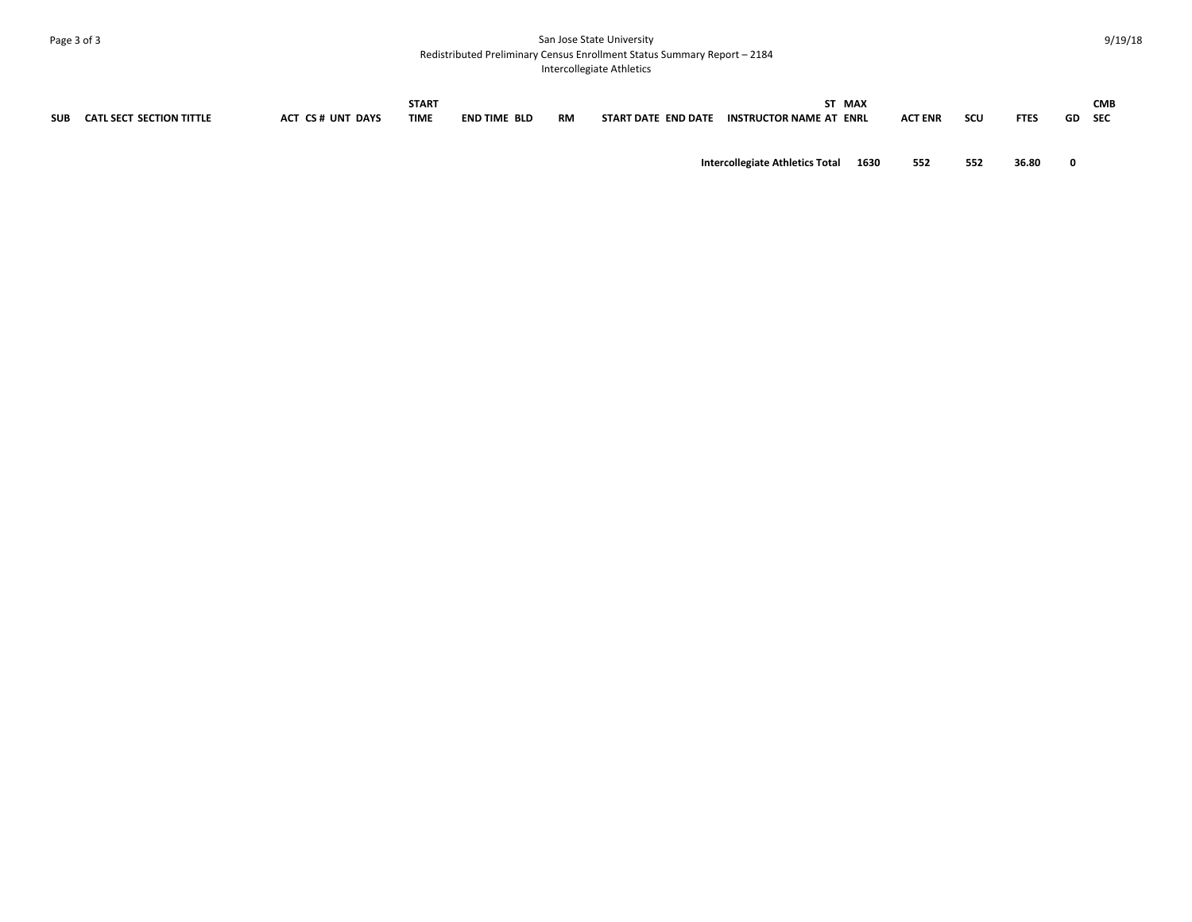| SUB | CATL SECT SECTION TITTLE | ACT CS # UNT DAYS | START TIME | END TIME BLD | RM | START DATE END DATE | INSTRUCTOR NAME | ST AT | MAX ENRL | ACT ENR | SCU | FTES | GD | CMB SEC |
|---|---|---|---|---|---|---|---|---|---|---|---|---|---|---|
| | | | | | | | **Intercollegiate Athletics Total** | | **1630** | **552** | **552** | **36.80** | **0** | |